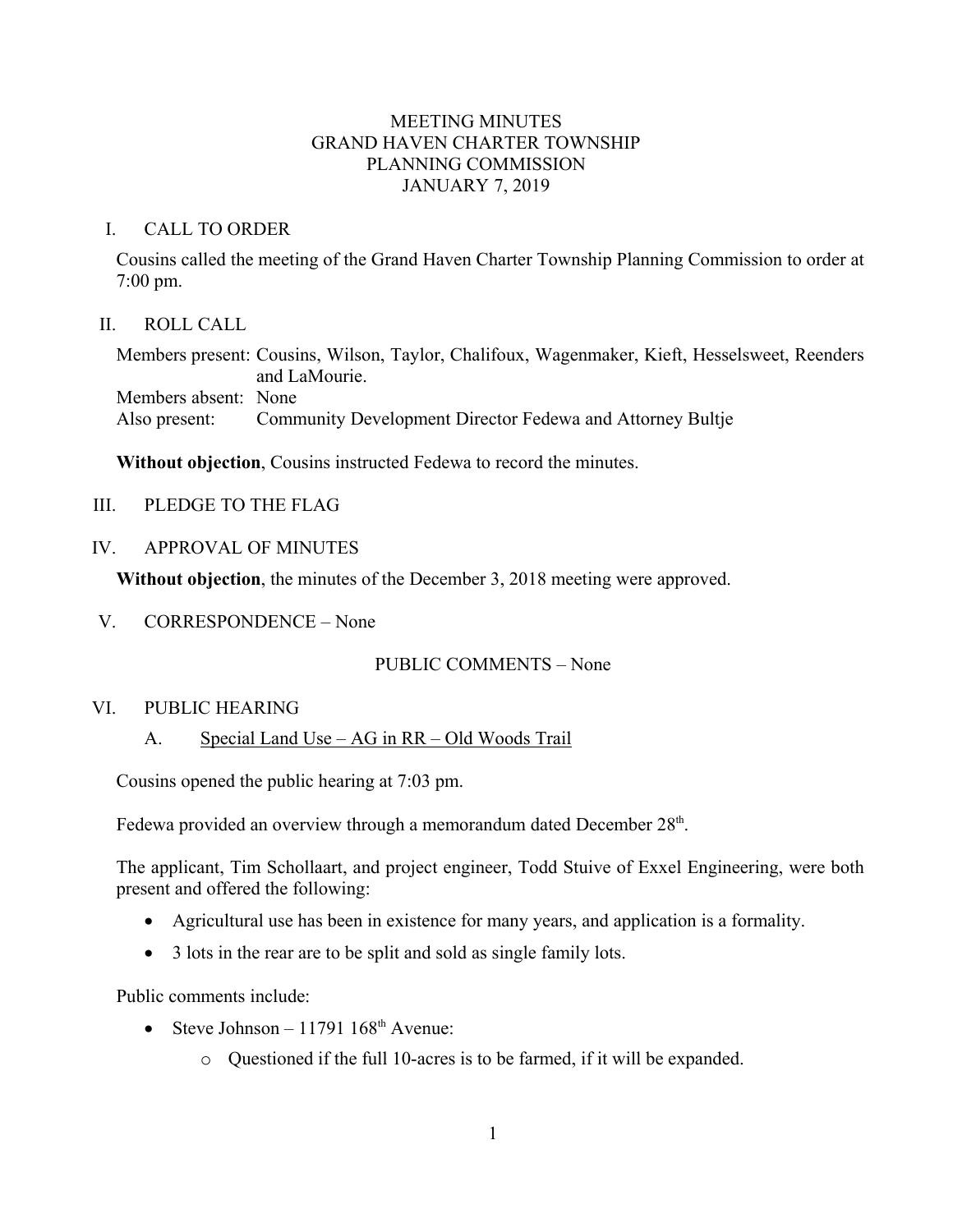# MEETING MINUTES
# GRAND HAVEN CHARTER TOWNSHIP
# PLANNING COMMISSION
# JANUARY 7, 2019

## I. CALL TO ORDER

Cousins called the meeting of the Grand Haven Charter Township Planning Commission to order at 7:00 pm.

## II. ROLL CALL

Members present: Cousins, Wilson, Taylor, Chalifoux, Wagenmaker, Kieft, Hesselsweet, Reenders and LaMourie.
Members absent: None
Also present: Community Development Director Fedewa and Attorney Bultje

**Without objection**, Cousins instructed Fedewa to record the minutes.

## III. PLEDGE TO THE FLAG

## IV. APPROVAL OF MINUTES

**Without objection**, the minutes of the December 3, 2018 meeting were approved.

## V. CORRESPONDENCE – None

PUBLIC COMMENTS – None

## VI. PUBLIC HEARING

### A. Special Land Use – AG in RR – Old Woods Trail

Cousins opened the public hearing at 7:03 pm.

Fedewa provided an overview through a memorandum dated December 28th.

The applicant, Tim Schollaart, and project engineer, Todd Stuive of Exxel Engineering, were both present and offered the following:

- Agricultural use has been in existence for many years, and application is a formality.
- 3 lots in the rear are to be split and sold as single family lots.

Public comments include:

- Steve Johnson – 11791 168th Avenue:
  - Questioned if the full 10-acres is to be farmed, if it will be expanded.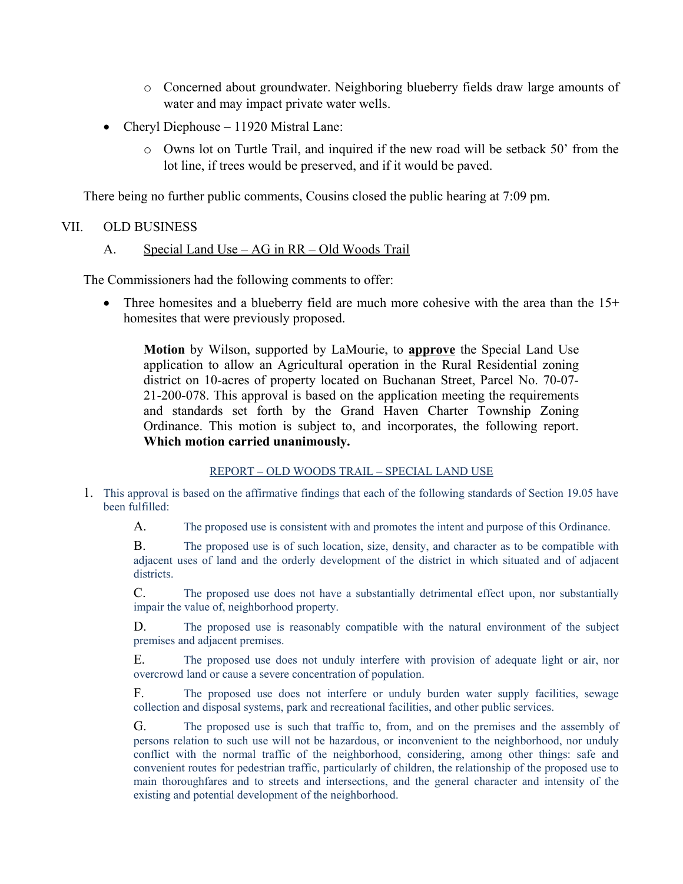- Concerned about groundwater. Neighboring blueberry fields draw large amounts of water and may impact private water wells.
- Cheryl Diephouse – 11920 Mistral Lane:
  - Owns lot on Turtle Trail, and inquired if the new road will be setback 50' from the lot line, if trees would be preserved, and if it would be paved.

There being no further public comments, Cousins closed the public hearing at 7:09 pm.

## VII. OLD BUSINESS

### A. Special Land Use – AG in RR – Old Woods Trail

The Commissioners had the following comments to offer:

- Three homesites and a blueberry field are much more cohesive with the area than the 15+ homesites that were previously proposed.

> **Motion** by Wilson, supported by LaMourie, to **approve** the Special Land Use application to allow an Agricultural operation in the Rural Residential zoning district on 10-acres of property located on Buchanan Street, Parcel No. 70-07-21-200-078. This approval is based on the application meeting the requirements and standards set forth by the Grand Haven Charter Township Zoning Ordinance. This motion is subject to, and incorporates, the following report. **Which motion carried unanimously.**

REPORT – OLD WOODS TRAIL – SPECIAL LAND USE

1. This approval is based on the affirmative findings that each of the following standards of Section 19.05 have been fulfilled:

   A. The proposed use is consistent with and promotes the intent and purpose of this Ordinance.

   B. The proposed use is of such location, size, density, and character as to be compatible with adjacent uses of land and the orderly development of the district in which situated and of adjacent districts.

   C. The proposed use does not have a substantially detrimental effect upon, nor substantially impair the value of, neighborhood property.

   D. The proposed use is reasonably compatible with the natural environment of the subject premises and adjacent premises.

   E. The proposed use does not unduly interfere with provision of adequate light or air, nor overcrowd land or cause a severe concentration of population.

   F. The proposed use does not interfere or unduly burden water supply facilities, sewage collection and disposal systems, park and recreational facilities, and other public services.

   G. The proposed use is such that traffic to, from, and on the premises and the assembly of persons relation to such use will not be hazardous, or inconvenient to the neighborhood, nor unduly conflict with the normal traffic of the neighborhood, considering, among other things: safe and convenient routes for pedestrian traffic, particularly of children, the relationship of the proposed use to main thoroughfares and to streets and intersections, and the general character and intensity of the existing and potential development of the neighborhood.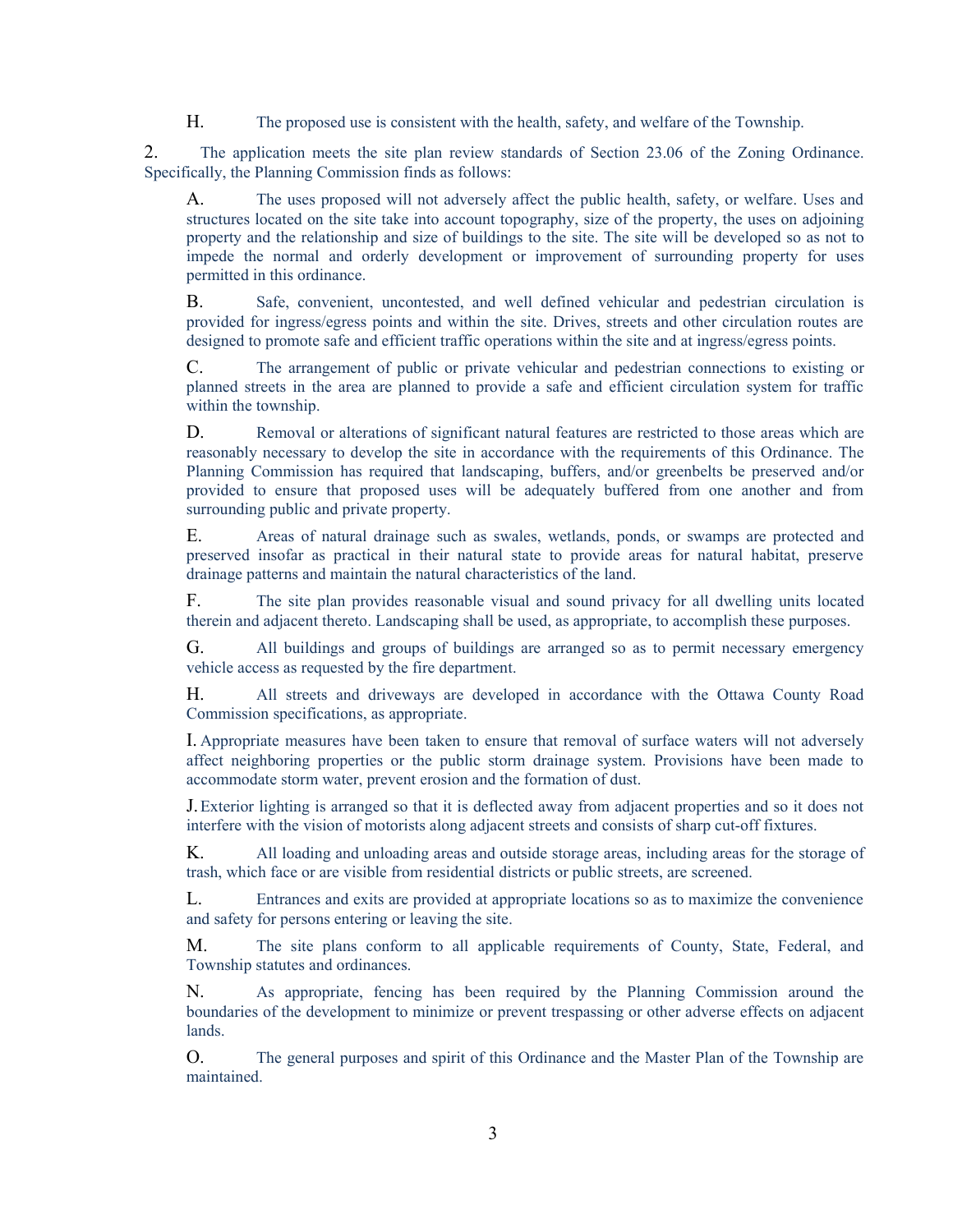H. The proposed use is consistent with the health, safety, and welfare of the Township.

2. The application meets the site plan review standards of Section 23.06 of the Zoning Ordinance. Specifically, the Planning Commission finds as follows:

A. The uses proposed will not adversely affect the public health, safety, or welfare. Uses and structures located on the site take into account topography, size of the property, the uses on adjoining property and the relationship and size of buildings to the site. The site will be developed so as not to impede the normal and orderly development or improvement of surrounding property for uses permitted in this ordinance.

B. Safe, convenient, uncontested, and well defined vehicular and pedestrian circulation is provided for ingress/egress points and within the site. Drives, streets and other circulation routes are designed to promote safe and efficient traffic operations within the site and at ingress/egress points.

C. The arrangement of public or private vehicular and pedestrian connections to existing or planned streets in the area are planned to provide a safe and efficient circulation system for traffic within the township.

D. Removal or alterations of significant natural features are restricted to those areas which are reasonably necessary to develop the site in accordance with the requirements of this Ordinance. The Planning Commission has required that landscaping, buffers, and/or greenbelts be preserved and/or provided to ensure that proposed uses will be adequately buffered from one another and from surrounding public and private property.

E. Areas of natural drainage such as swales, wetlands, ponds, or swamps are protected and preserved insofar as practical in their natural state to provide areas for natural habitat, preserve drainage patterns and maintain the natural characteristics of the land.

F. The site plan provides reasonable visual and sound privacy for all dwelling units located therein and adjacent thereto. Landscaping shall be used, as appropriate, to accomplish these purposes.

G. All buildings and groups of buildings are arranged so as to permit necessary emergency vehicle access as requested by the fire department.

H. All streets and driveways are developed in accordance with the Ottawa County Road Commission specifications, as appropriate.

I. Appropriate measures have been taken to ensure that removal of surface waters will not adversely affect neighboring properties or the public storm drainage system. Provisions have been made to accommodate storm water, prevent erosion and the formation of dust.

J. Exterior lighting is arranged so that it is deflected away from adjacent properties and so it does not interfere with the vision of motorists along adjacent streets and consists of sharp cut-off fixtures.

K. All loading and unloading areas and outside storage areas, including areas for the storage of trash, which face or are visible from residential districts or public streets, are screened.

L. Entrances and exits are provided at appropriate locations so as to maximize the convenience and safety for persons entering or leaving the site.

M. The site plans conform to all applicable requirements of County, State, Federal, and Township statutes and ordinances.

N. As appropriate, fencing has been required by the Planning Commission around the boundaries of the development to minimize or prevent trespassing or other adverse effects on adjacent lands.

O. The general purposes and spirit of this Ordinance and the Master Plan of the Township are maintained.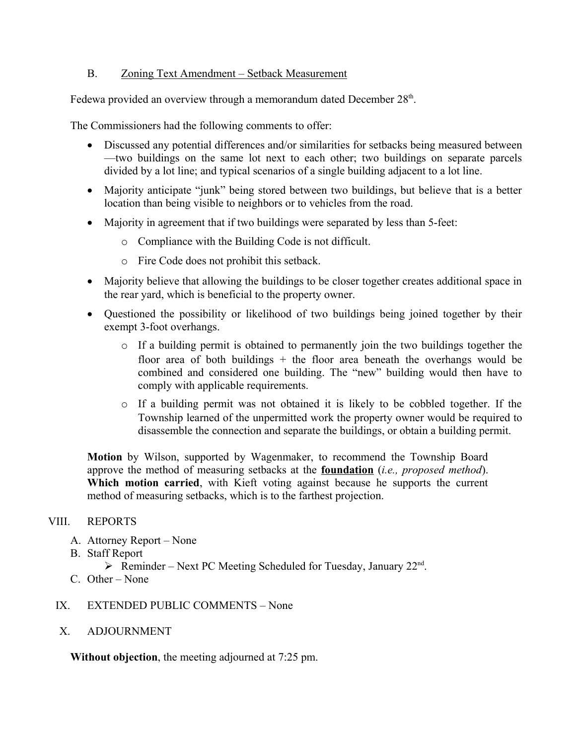B. Zoning Text Amendment – Setback Measurement

Fedewa provided an overview through a memorandum dated December 28th.

The Commissioners had the following comments to offer:

- Discussed any potential differences and/or similarities for setbacks being measured between—two buildings on the same lot next to each other; two buildings on separate parcels divided by a lot line; and typical scenarios of a single building adjacent to a lot line.
- Majority anticipate "junk" being stored between two buildings, but believe that is a better location than being visible to neighbors or to vehicles from the road.
- Majority in agreement that if two buildings were separated by less than 5-feet:
  - Compliance with the Building Code is not difficult.
  - Fire Code does not prohibit this setback.
- Majority believe that allowing the buildings to be closer together creates additional space in the rear yard, which is beneficial to the property owner.
- Questioned the possibility or likelihood of two buildings being joined together by their exempt 3-foot overhangs.
  - If a building permit is obtained to permanently join the two buildings together the floor area of both buildings + the floor area beneath the overhangs would be combined and considered one building. The "new" building would then have to comply with applicable requirements.
  - If a building permit was not obtained it is likely to be cobbled together. If the Township learned of the unpermitted work the property owner would be required to disassemble the connection and separate the buildings, or obtain a building permit.

**Motion** by Wilson, supported by Wagenmaker, to recommend the Township Board approve the method of measuring setbacks at the **foundation** (*i.e., proposed method*). **Which motion carried**, with Kieft voting against because he supports the current method of measuring setbacks, which is to the farthest projection.

VIII. REPORTS

A. Attorney Report – None
B. Staff Report
   - Reminder – Next PC Meeting Scheduled for Tuesday, January 22nd.
C. Other – None

IX. EXTENDED PUBLIC COMMENTS – None

X. ADJOURNMENT

**Without objection**, the meeting adjourned at 7:25 pm.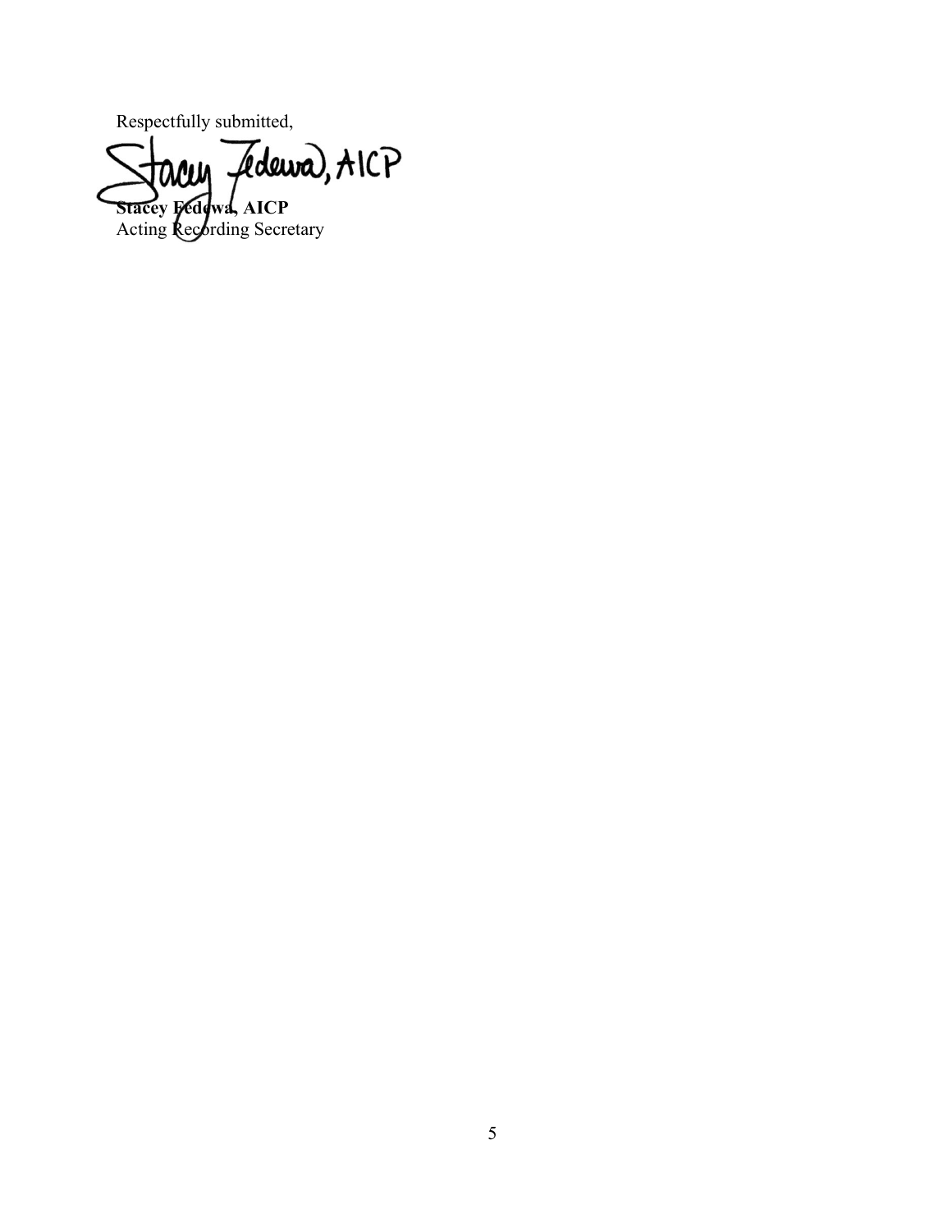Respectfully submitted,

**Stacey Fedewa, AICP**
Acting Recording Secretary